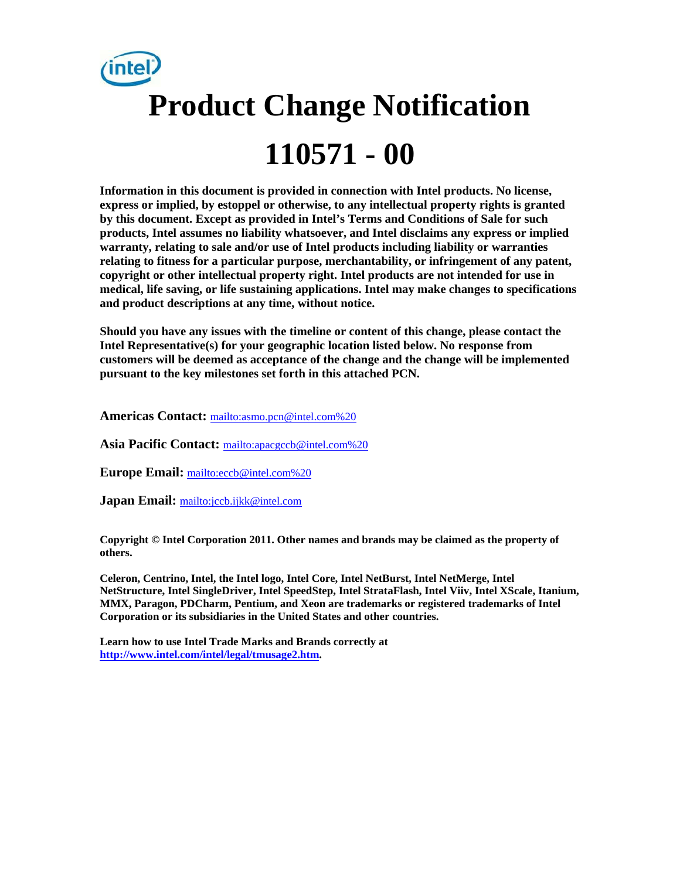# Product Change Notification

# 110571 - 00

**Information in this document is provided in connection with Intel products. No license, express or implied, by estoppel or otherwise, to any intellectual property rights is granted by this document. Except as provided in Intel's Terms and Conditions of Sale for such products, Intel assumes no liability whatsoever, and Intel disclaims any express or implied warranty, relating to sale and/or use of Intel products including liability or warranties relating to fitness for a particular purpose, merchantability, or infringement of any patent, copyright or other intellectual property right. Intel products are not intended for use in medical, life saving, or life sustaining applications. Intel may make changes to specifications and product descriptions at any time, without notice.**

**Should you have any issues with the timeline or content of this change, please contact the Intel Representative(s) for your geographic location listed below. No response from customers will be deemed as acceptance of the change and the change will be implemented pursuant to the key milestones set forth in this attached PCN.**

**Americas Contact:** mailto:asmo.pcn@intel.com%20

**Asia Pacific Contact:** mailto:apacgccb@intel.com%20

**Europe Email:** mailto:eccb@intel.com%20

**Japan Email:** mailto:jccb.ijkk@intel.com

**Copyright © Intel Corporation 2011. Other names and brands may be claimed as the property of others.**

**Celeron, Centrino, Intel, the Intel logo, Intel Core, Intel NetBurst, Intel NetMerge, Intel NetStructure, Intel SingleDriver, Intel SpeedStep, Intel StrataFlash, Intel Viiv, Intel XScale, Itanium, MMX, Paragon, PDCharm, Pentium, and Xeon are trademarks or registered trademarks of Intel Corporation or its subsidiaries in the United States and other countries.**

**Learn how to use Intel Trade Marks and Brands correctly at http://www.intel.com/intel/legal/tmusage2.htm.**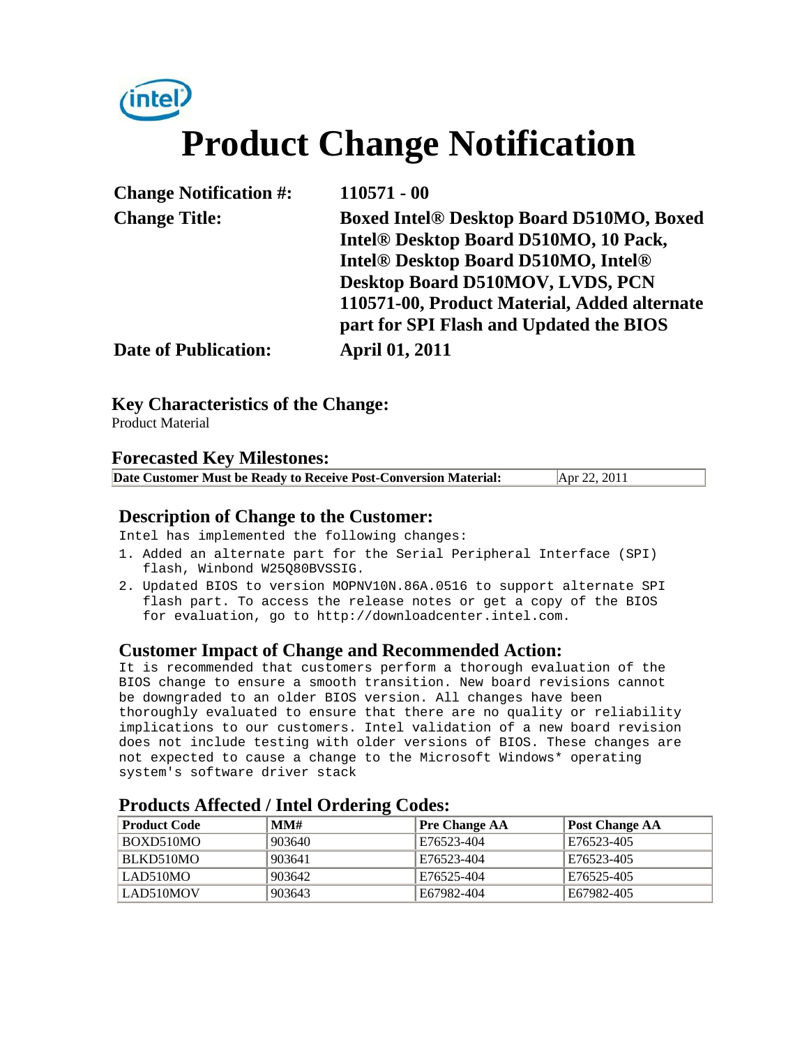# Product Change Notification

| | |
|---|---|
| **Change Notification #:** | **110571 - 00** |
| **Change Title:** | **Boxed Intel® Desktop Board D510MO, Boxed Intel® Desktop Board D510MO, 10 Pack, Intel® Desktop Board D510MO, Intel® Desktop Board D510MOV, LVDS, PCN 110571-00, Product Material, Added alternate part for SPI Flash and Updated the BIOS** |
| **Date of Publication:** | **April 01, 2011** |

## Key Characteristics of the Change:

Product Material

## Forecasted Key Milestones:

| **Date Customer Must be Ready to Receive Post-Conversion Material:** | Apr 22, 2011 |
|---|---|

## Description of Change to the Customer:

Intel has implemented the following changes:

1. Added an alternate part for the Serial Peripheral Interface (SPI) flash, Winbond W25Q80BVSSIG.
2. Updated BIOS to version MOPNV10N.86A.0516 to support alternate SPI flash part. To access the release notes or get a copy of the BIOS for evaluation, go to http://downloadcenter.intel.com.

## Customer Impact of Change and Recommended Action:

It is recommended that customers perform a thorough evaluation of the BIOS change to ensure a smooth transition. New board revisions cannot be downgraded to an older BIOS version. All changes have been thoroughly evaluated to ensure that there are no quality or reliability implications to our customers. Intel validation of a new board revision does not include testing with older versions of BIOS. These changes are not expected to cause a change to the Microsoft Windows* operating system's software driver stack

## Products Affected / Intel Ordering Codes:

| Product Code | MM# | Pre Change AA | Post Change AA |
|---|---|---|---|
| BOXD510MO | 903640 | E76523-404 | E76523-405 |
| BLKD510MO | 903641 | E76523-404 | E76523-405 |
| LAD510MO | 903642 | E76525-404 | E76525-405 |
| LAD510MOV | 903643 | E67982-404 | E67982-405 |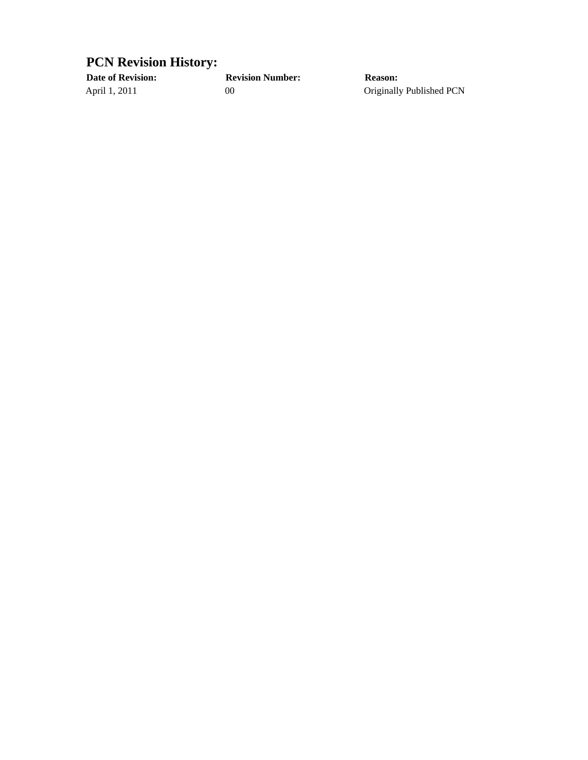## PCN Revision History:

| Date of Revision: | Revision Number: | Reason: |
| --- | --- | --- |
| April 1, 2011 | 00 | Originally Published PCN |